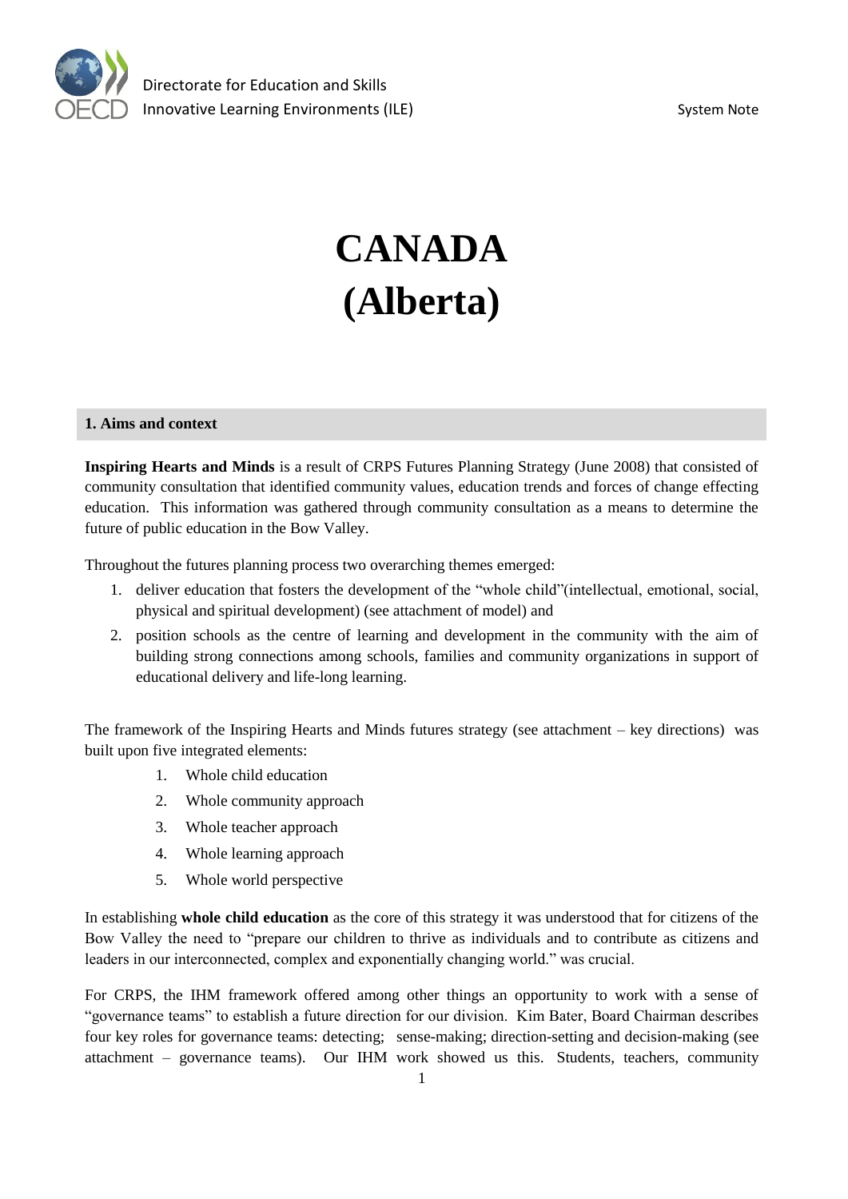# CANADA (Alberta)

## 1. Aims and context

**Inspiring Hearts and Minds** is a result of CRPS Futures Planning Strategy (June 2008) that consisted of community consultation that identified community values, education trends and forces of change effecting education. This information was gathered through community consultation as a means to determine the future of public education in the Bow Valley.

Throughout the futures planning process two overarching themes emerged:

1. deliver education that fosters the development of the "whole child"(intellectual, emotional, social, physical and spiritual development) (see attachment of model) and
2. position schools as the centre of learning and development in the community with the aim of building strong connections among schools, families and community organizations in support of educational delivery and life-long learning.

The framework of the Inspiring Hearts and Minds futures strategy (see attachment – key directions) was built upon five integrated elements:

1. Whole child education
2. Whole community approach
3. Whole teacher approach
4. Whole learning approach
5. Whole world perspective

In establishing **whole child education** as the core of this strategy it was understood that for citizens of the Bow Valley the need to "prepare our children to thrive as individuals and to contribute as citizens and leaders in our interconnected, complex and exponentially changing world." was crucial.

For CRPS, the IHM framework offered among other things an opportunity to work with a sense of "governance teams" to establish a future direction for our division. Kim Bater, Board Chairman describes four key roles for governance teams: detecting; sense-making; direction-setting and decision-making (see attachment – governance teams). Our IHM work showed us this. Students, teachers, community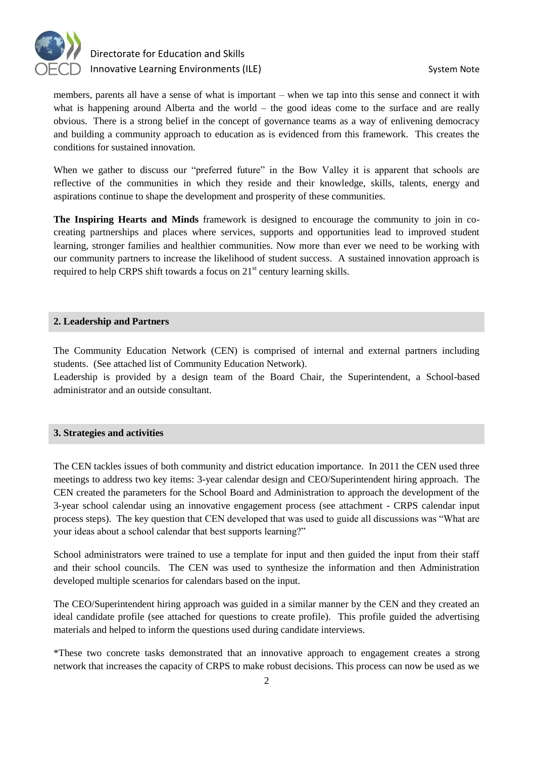members, parents all have a sense of what is important – when we tap into this sense and connect it with what is happening around Alberta and the world – the good ideas come to the surface and are really obvious. There is a strong belief in the concept of governance teams as a way of enlivening democracy and building a community approach to education as is evidenced from this framework. This creates the conditions for sustained innovation.

When we gather to discuss our "preferred future" in the Bow Valley it is apparent that schools are reflective of the communities in which they reside and their knowledge, skills, talents, energy and aspirations continue to shape the development and prosperity of these communities.

**The Inspiring Hearts and Minds** framework is designed to encourage the community to join in co-creating partnerships and places where services, supports and opportunities lead to improved student learning, stronger families and healthier communities. Now more than ever we need to be working with our community partners to increase the likelihood of student success. A sustained innovation approach is required to help CRPS shift towards a focus on 21st century learning skills.

## 2. Leadership and Partners

The Community Education Network (CEN) is comprised of internal and external partners including students. (See attached list of Community Education Network).

Leadership is provided by a design team of the Board Chair, the Superintendent, a School-based administrator and an outside consultant.

## 3. Strategies and activities

The CEN tackles issues of both community and district education importance. In 2011 the CEN used three meetings to address two key items: 3-year calendar design and CEO/Superintendent hiring approach. The CEN created the parameters for the School Board and Administration to approach the development of the 3-year school calendar using an innovative engagement process (see attachment - CRPS calendar input process steps). The key question that CEN developed that was used to guide all discussions was "What are your ideas about a school calendar that best supports learning?"

School administrators were trained to use a template for input and then guided the input from their staff and their school councils. The CEN was used to synthesize the information and then Administration developed multiple scenarios for calendars based on the input.

The CEO/Superintendent hiring approach was guided in a similar manner by the CEN and they created an ideal candidate profile (see attached for questions to create profile). This profile guided the advertising materials and helped to inform the questions used during candidate interviews.

*These two concrete tasks demonstrated that an innovative approach to engagement creates a strong network that increases the capacity of CRPS to make robust decisions. This process can now be used as we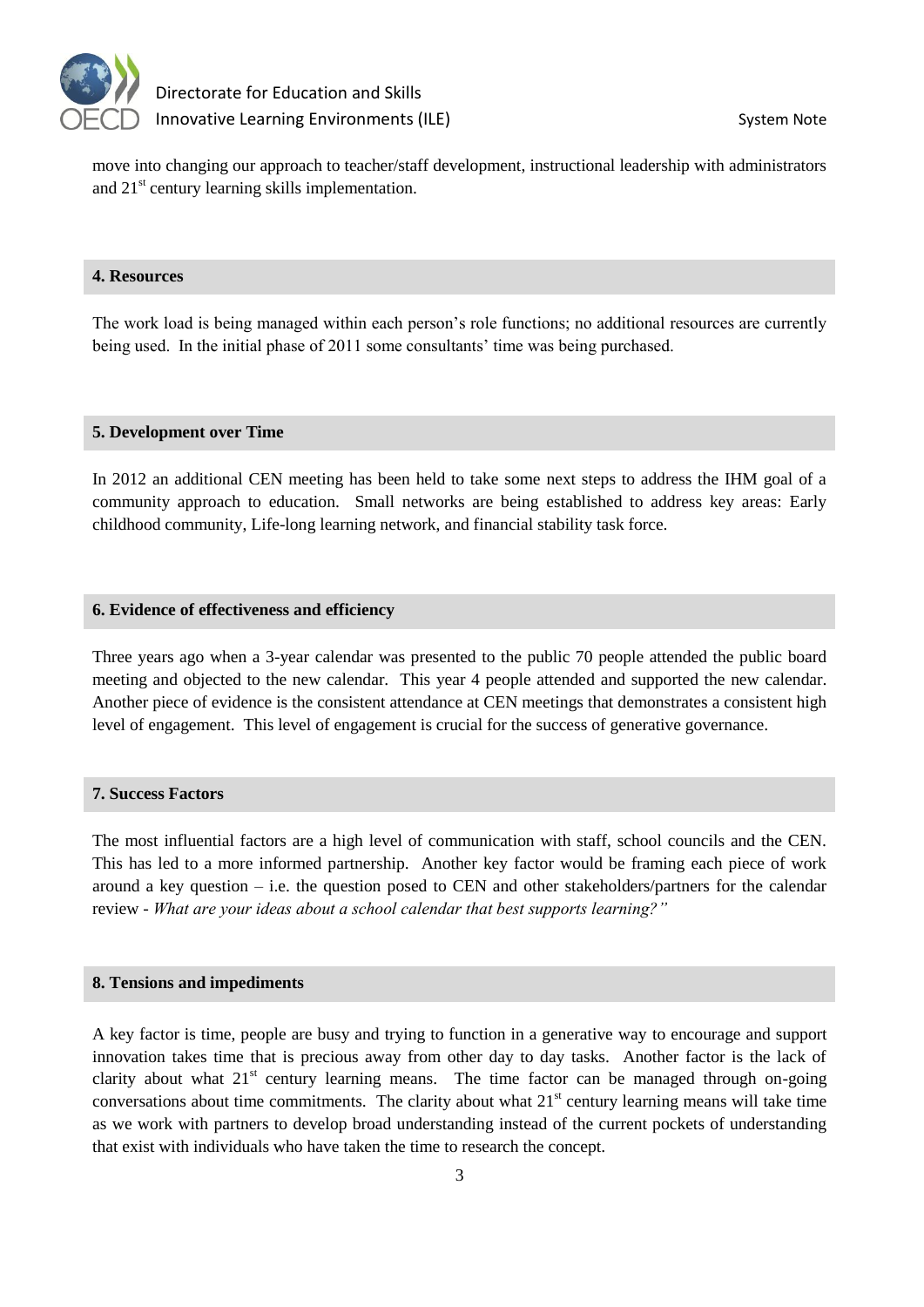move into changing our approach to teacher/staff development, instructional leadership with administrators and 21st century learning skills implementation.

### 4. Resources

The work load is being managed within each person's role functions; no additional resources are currently being used. In the initial phase of 2011 some consultants' time was being purchased.

### 5. Development over Time

In 2012 an additional CEN meeting has been held to take some next steps to address the IHM goal of a community approach to education. Small networks are being established to address key areas: Early childhood community, Life-long learning network, and financial stability task force.

### 6. Evidence of effectiveness and efficiency

Three years ago when a 3-year calendar was presented to the public 70 people attended the public board meeting and objected to the new calendar. This year 4 people attended and supported the new calendar. Another piece of evidence is the consistent attendance at CEN meetings that demonstrates a consistent high level of engagement. This level of engagement is crucial for the success of generative governance.

### 7. Success Factors

The most influential factors are a high level of communication with staff, school councils and the CEN. This has led to a more informed partnership. Another key factor would be framing each piece of work around a key question – i.e. the question posed to CEN and other stakeholders/partners for the calendar review - *What are your ideas about a school calendar that best supports learning?"*

### 8. Tensions and impediments

A key factor is time, people are busy and trying to function in a generative way to encourage and support innovation takes time that is precious away from other day to day tasks. Another factor is the lack of clarity about what 21st century learning means. The time factor can be managed through on-going conversations about time commitments. The clarity about what 21st century learning means will take time as we work with partners to develop broad understanding instead of the current pockets of understanding that exist with individuals who have taken the time to research the concept.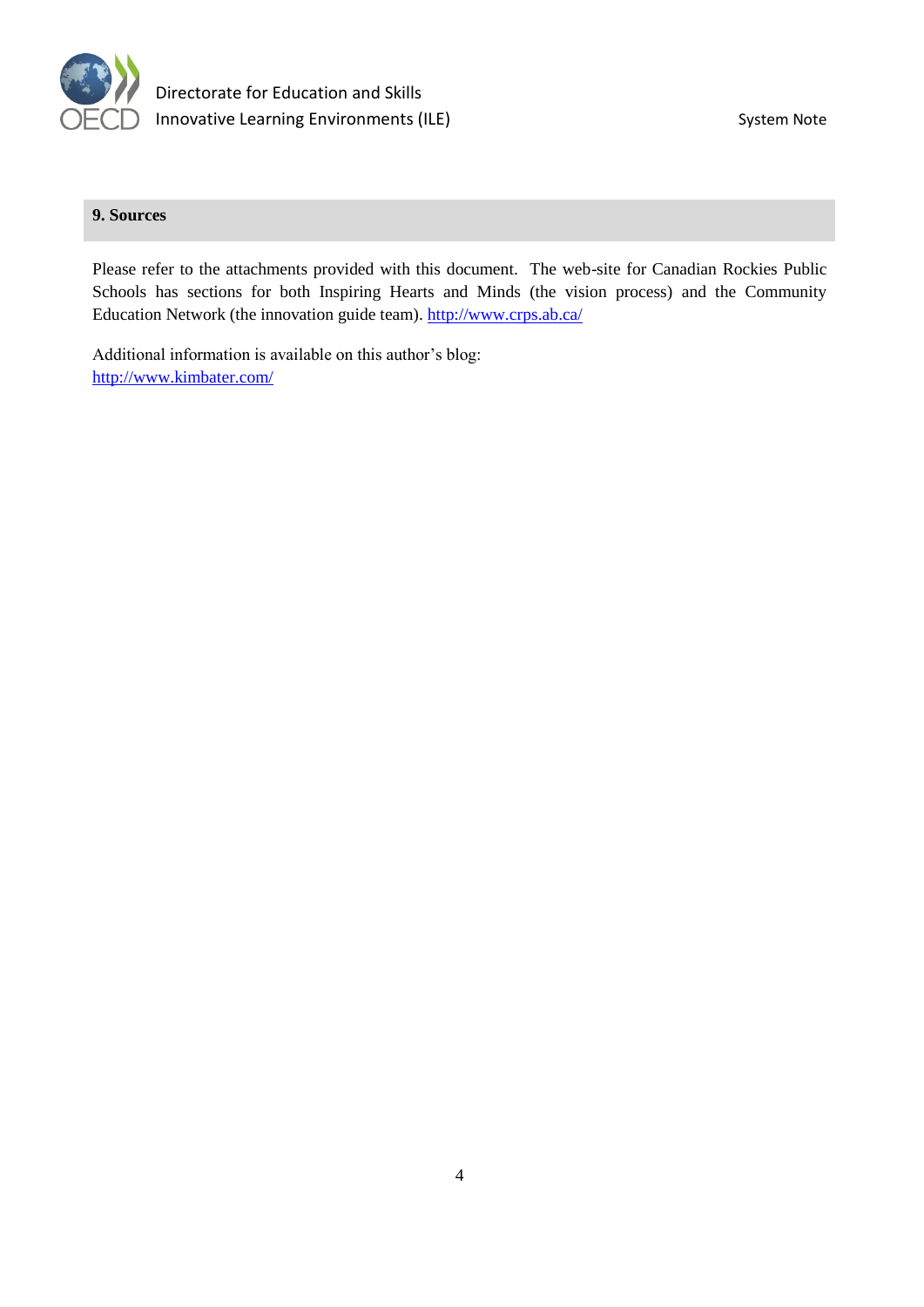## 9. Sources

Please refer to the attachments provided with this document. The web-site for Canadian Rockies Public Schools has sections for both Inspiring Hearts and Minds (the vision process) and the Community Education Network (the innovation guide team). http://www.crps.ab.ca/

Additional information is available on this author's blog:
http://www.kimbater.com/